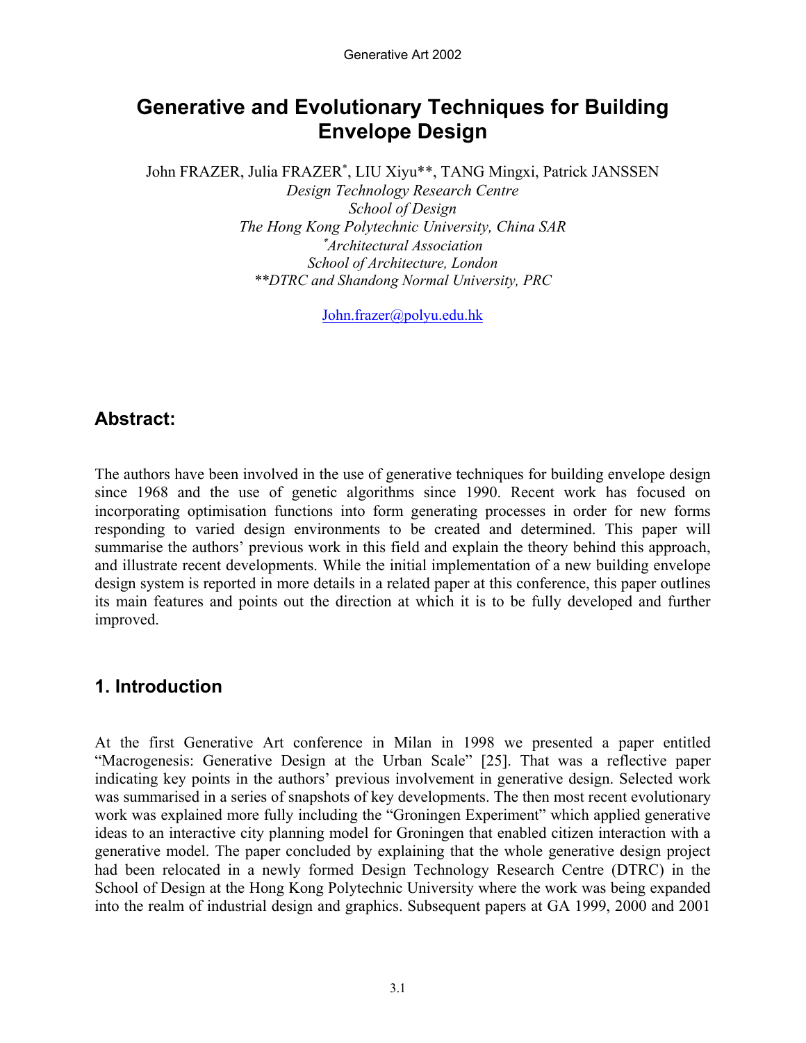# Generative and Evolutionary Techniques for Building Envelope Design

John FRAZER, Julia FRAZER*, LIU Xiyu**, TANG Mingxi, Patrick JANSSEN

*Design Technology Research Centre*
*School of Design*
*The Hong Kong Polytechnic University, China SAR*
*[*]Architectural Association*
*School of Architecture, London*
*\*\*DTRC and Shandong Normal University, PRC*

John.frazer@polyu.edu.hk

## Abstract:

The authors have been involved in the use of generative techniques for building envelope design since 1968 and the use of genetic algorithms since 1990. Recent work has focused on incorporating optimisation functions into form generating processes in order for new forms responding to varied design environments to be created and determined. This paper will summarise the authors' previous work in this field and explain the theory behind this approach, and illustrate recent developments. While the initial implementation of a new building envelope design system is reported in more details in a related paper at this conference, this paper outlines its main features and points out the direction at which it is to be fully developed and further improved.

## 1. Introduction

At the first Generative Art conference in Milan in 1998 we presented a paper entitled "Macrogenesis: Generative Design at the Urban Scale" [25]. That was a reflective paper indicating key points in the authors' previous involvement in generative design. Selected work was summarised in a series of snapshots of key developments. The then most recent evolutionary work was explained more fully including the "Groningen Experiment" which applied generative ideas to an interactive city planning model for Groningen that enabled citizen interaction with a generative model. The paper concluded by explaining that the whole generative design project had been relocated in a newly formed Design Technology Research Centre (DTRC) in the School of Design at the Hong Kong Polytechnic University where the work was being expanded into the realm of industrial design and graphics. Subsequent papers at GA 1999, 2000 and 2001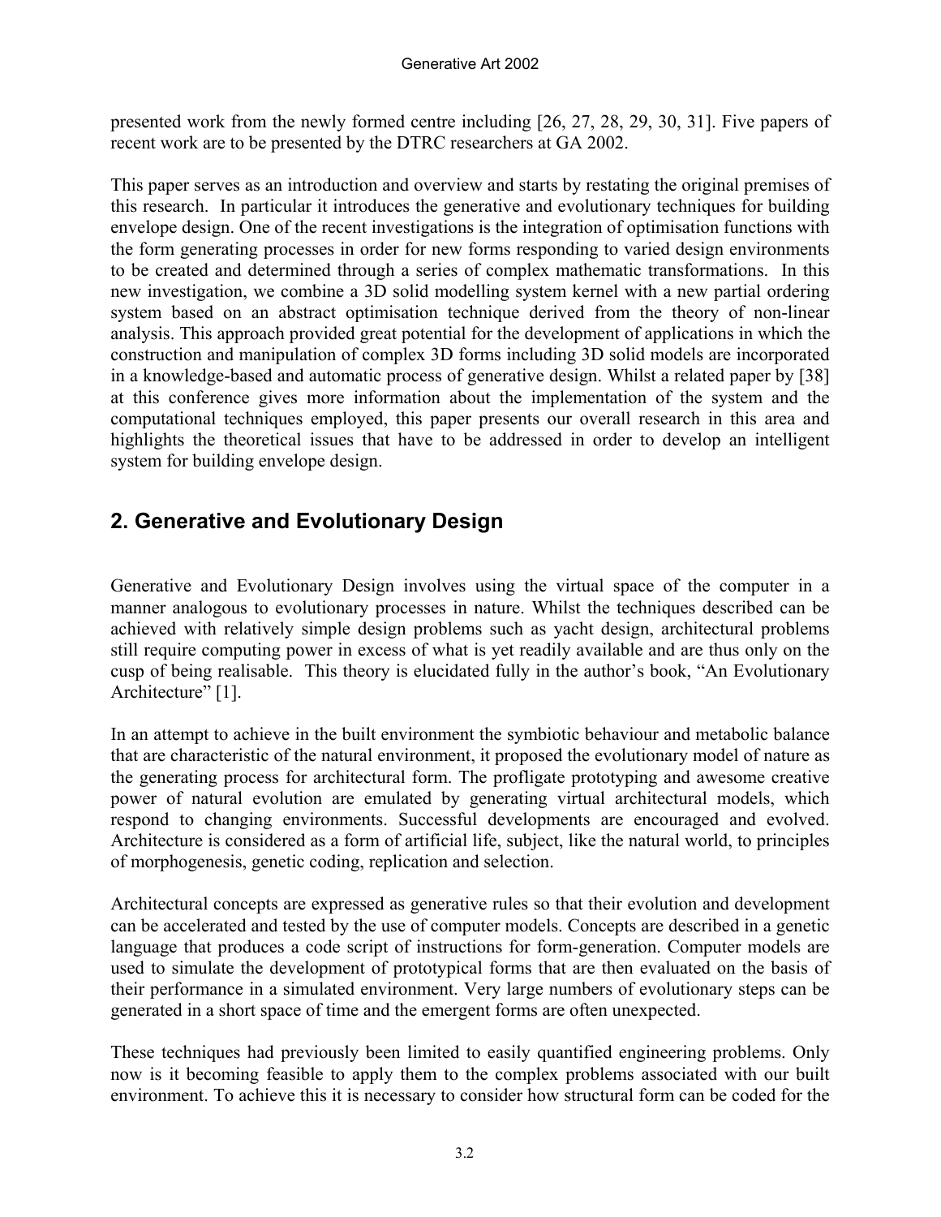presented work from the newly formed centre including [26, 27, 28, 29, 30, 31]. Five papers of recent work are to be presented by the DTRC researchers at GA 2002.

This paper serves as an introduction and overview and starts by restating the original premises of this research. In particular it introduces the generative and evolutionary techniques for building envelope design. One of the recent investigations is the integration of optimisation functions with the form generating processes in order for new forms responding to varied design environments to be created and determined through a series of complex mathematic transformations. In this new investigation, we combine a 3D solid modelling system kernel with a new partial ordering system based on an abstract optimisation technique derived from the theory of non-linear analysis. This approach provided great potential for the development of applications in which the construction and manipulation of complex 3D forms including 3D solid models are incorporated in a knowledge-based and automatic process of generative design. Whilst a related paper by [38] at this conference gives more information about the implementation of the system and the computational techniques employed, this paper presents our overall research in this area and highlights the theoretical issues that have to be addressed in order to develop an intelligent system for building envelope design.

## 2. Generative and Evolutionary Design

Generative and Evolutionary Design involves using the virtual space of the computer in a manner analogous to evolutionary processes in nature. Whilst the techniques described can be achieved with relatively simple design problems such as yacht design, architectural problems still require computing power in excess of what is yet readily available and are thus only on the cusp of being realisable. This theory is elucidated fully in the author's book, "An Evolutionary Architecture" [1].

In an attempt to achieve in the built environment the symbiotic behaviour and metabolic balance that are characteristic of the natural environment, it proposed the evolutionary model of nature as the generating process for architectural form. The profligate prototyping and awesome creative power of natural evolution are emulated by generating virtual architectural models, which respond to changing environments. Successful developments are encouraged and evolved. Architecture is considered as a form of artificial life, subject, like the natural world, to principles of morphogenesis, genetic coding, replication and selection.

Architectural concepts are expressed as generative rules so that their evolution and development can be accelerated and tested by the use of computer models. Concepts are described in a genetic language that produces a code script of instructions for form-generation. Computer models are used to simulate the development of prototypical forms that are then evaluated on the basis of their performance in a simulated environment. Very large numbers of evolutionary steps can be generated in a short space of time and the emergent forms are often unexpected.

These techniques had previously been limited to easily quantified engineering problems. Only now is it becoming feasible to apply them to the complex problems associated with our built environment. To achieve this it is necessary to consider how structural form can be coded for the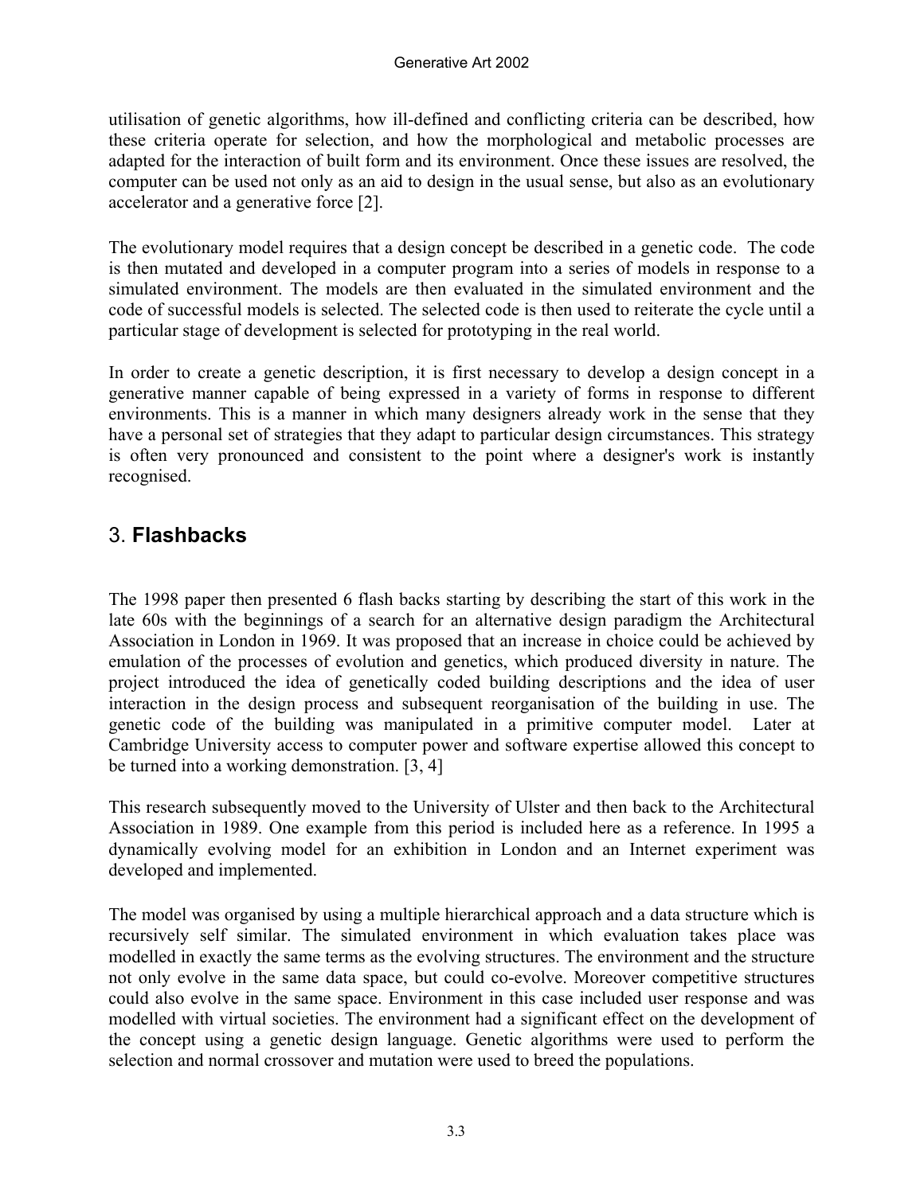utilisation of genetic algorithms, how ill-defined and conflicting criteria can be described, how these criteria operate for selection, and how the morphological and metabolic processes are adapted for the interaction of built form and its environment. Once these issues are resolved, the computer can be used not only as an aid to design in the usual sense, but also as an evolutionary accelerator and a generative force [2].

The evolutionary model requires that a design concept be described in a genetic code. The code is then mutated and developed in a computer program into a series of models in response to a simulated environment. The models are then evaluated in the simulated environment and the code of successful models is selected. The selected code is then used to reiterate the cycle until a particular stage of development is selected for prototyping in the real world.

In order to create a genetic description, it is first necessary to develop a design concept in a generative manner capable of being expressed in a variety of forms in response to different environments. This is a manner in which many designers already work in the sense that they have a personal set of strategies that they adapt to particular design circumstances. This strategy is often very pronounced and consistent to the point where a designer's work is instantly recognised.

## 3. **Flashbacks**

The 1998 paper then presented 6 flash backs starting by describing the start of this work in the late 60s with the beginnings of a search for an alternative design paradigm the Architectural Association in London in 1969. It was proposed that an increase in choice could be achieved by emulation of the processes of evolution and genetics, which produced diversity in nature. The project introduced the idea of genetically coded building descriptions and the idea of user interaction in the design process and subsequent reorganisation of the building in use. The genetic code of the building was manipulated in a primitive computer model. Later at Cambridge University access to computer power and software expertise allowed this concept to be turned into a working demonstration. [3, 4]

This research subsequently moved to the University of Ulster and then back to the Architectural Association in 1989. One example from this period is included here as a reference. In 1995 a dynamically evolving model for an exhibition in London and an Internet experiment was developed and implemented.

The model was organised by using a multiple hierarchical approach and a data structure which is recursively self similar. The simulated environment in which evaluation takes place was modelled in exactly the same terms as the evolving structures. The environment and the structure not only evolve in the same data space, but could co-evolve. Moreover competitive structures could also evolve in the same space. Environment in this case included user response and was modelled with virtual societies. The environment had a significant effect on the development of the concept using a genetic design language. Genetic algorithms were used to perform the selection and normal crossover and mutation were used to breed the populations.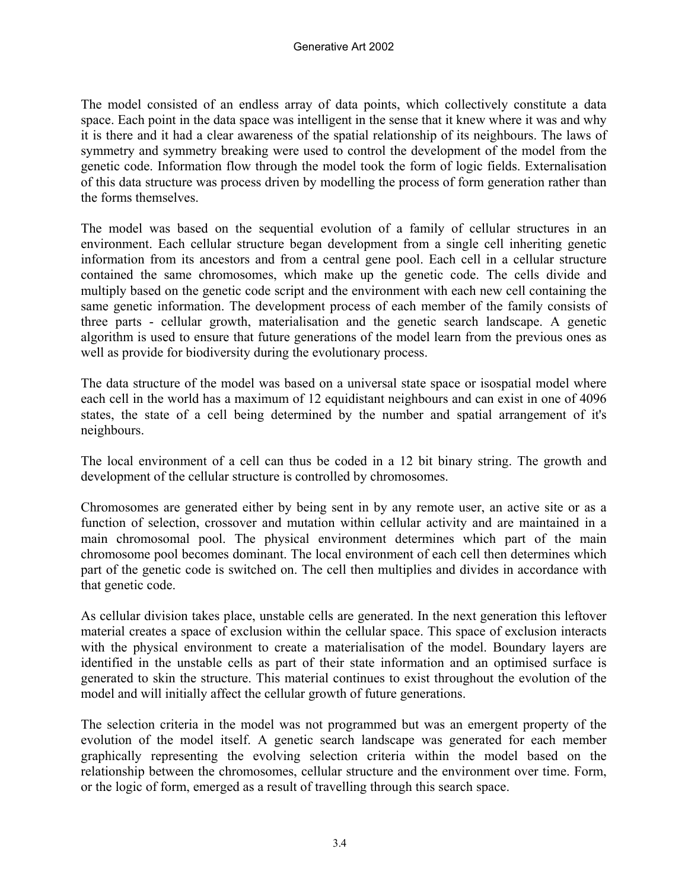The model consisted of an endless array of data points, which collectively constitute a data space. Each point in the data space was intelligent in the sense that it knew where it was and why it is there and it had a clear awareness of the spatial relationship of its neighbours. The laws of symmetry and symmetry breaking were used to control the development of the model from the genetic code. Information flow through the model took the form of logic fields. Externalisation of this data structure was process driven by modelling the process of form generation rather than the forms themselves.

The model was based on the sequential evolution of a family of cellular structures in an environment. Each cellular structure began development from a single cell inheriting genetic information from its ancestors and from a central gene pool. Each cell in a cellular structure contained the same chromosomes, which make up the genetic code. The cells divide and multiply based on the genetic code script and the environment with each new cell containing the same genetic information. The development process of each member of the family consists of three parts - cellular growth, materialisation and the genetic search landscape. A genetic algorithm is used to ensure that future generations of the model learn from the previous ones as well as provide for biodiversity during the evolutionary process.

The data structure of the model was based on a universal state space or isospatial model where each cell in the world has a maximum of 12 equidistant neighbours and can exist in one of 4096 states, the state of a cell being determined by the number and spatial arrangement of it's neighbours.

The local environment of a cell can thus be coded in a 12 bit binary string. The growth and development of the cellular structure is controlled by chromosomes.

Chromosomes are generated either by being sent in by any remote user, an active site or as a function of selection, crossover and mutation within cellular activity and are maintained in a main chromosomal pool. The physical environment determines which part of the main chromosome pool becomes dominant. The local environment of each cell then determines which part of the genetic code is switched on. The cell then multiplies and divides in accordance with that genetic code.

As cellular division takes place, unstable cells are generated. In the next generation this leftover material creates a space of exclusion within the cellular space. This space of exclusion interacts with the physical environment to create a materialisation of the model. Boundary layers are identified in the unstable cells as part of their state information and an optimised surface is generated to skin the structure. This material continues to exist throughout the evolution of the model and will initially affect the cellular growth of future generations.

The selection criteria in the model was not programmed but was an emergent property of the evolution of the model itself. A genetic search landscape was generated for each member graphically representing the evolving selection criteria within the model based on the relationship between the chromosomes, cellular structure and the environment over time. Form, or the logic of form, emerged as a result of travelling through this search space.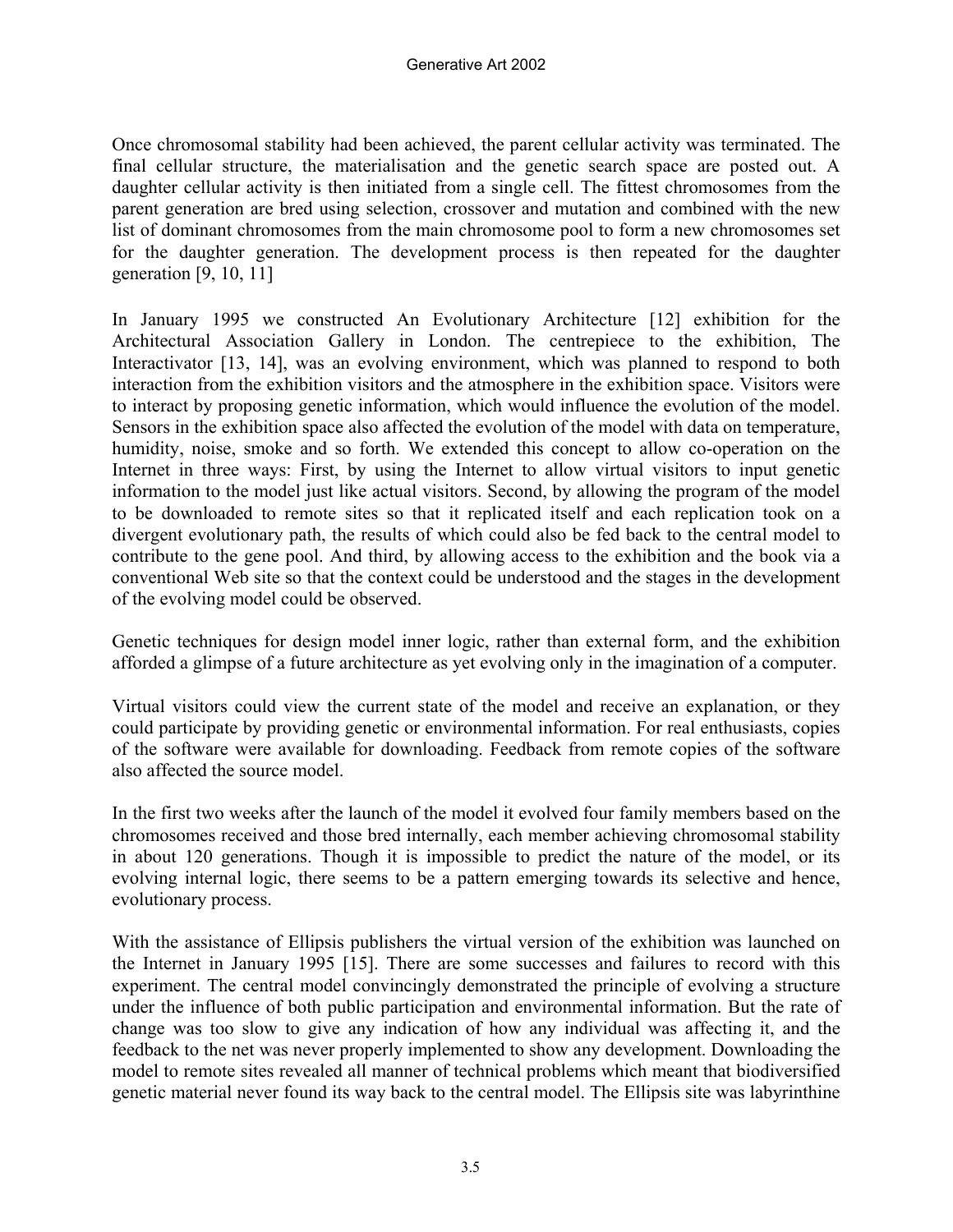Once chromosomal stability had been achieved, the parent cellular activity was terminated. The final cellular structure, the materialisation and the genetic search space are posted out. A daughter cellular activity is then initiated from a single cell. The fittest chromosomes from the parent generation are bred using selection, crossover and mutation and combined with the new list of dominant chromosomes from the main chromosome pool to form a new chromosomes set for the daughter generation. The development process is then repeated for the daughter generation [9, 10, 11]

In January 1995 we constructed An Evolutionary Architecture [12] exhibition for the Architectural Association Gallery in London. The centrepiece to the exhibition, The Interactivator [13, 14], was an evolving environment, which was planned to respond to both interaction from the exhibition visitors and the atmosphere in the exhibition space. Visitors were to interact by proposing genetic information, which would influence the evolution of the model. Sensors in the exhibition space also affected the evolution of the model with data on temperature, humidity, noise, smoke and so forth. We extended this concept to allow co-operation on the Internet in three ways: First, by using the Internet to allow virtual visitors to input genetic information to the model just like actual visitors. Second, by allowing the program of the model to be downloaded to remote sites so that it replicated itself and each replication took on a divergent evolutionary path, the results of which could also be fed back to the central model to contribute to the gene pool. And third, by allowing access to the exhibition and the book via a conventional Web site so that the context could be understood and the stages in the development of the evolving model could be observed.

Genetic techniques for design model inner logic, rather than external form, and the exhibition afforded a glimpse of a future architecture as yet evolving only in the imagination of a computer.

Virtual visitors could view the current state of the model and receive an explanation, or they could participate by providing genetic or environmental information. For real enthusiasts, copies of the software were available for downloading. Feedback from remote copies of the software also affected the source model.

In the first two weeks after the launch of the model it evolved four family members based on the chromosomes received and those bred internally, each member achieving chromosomal stability in about 120 generations. Though it is impossible to predict the nature of the model, or its evolving internal logic, there seems to be a pattern emerging towards its selective and hence, evolutionary process.

With the assistance of Ellipsis publishers the virtual version of the exhibition was launched on the Internet in January 1995 [15]. There are some successes and failures to record with this experiment. The central model convincingly demonstrated the principle of evolving a structure under the influence of both public participation and environmental information. But the rate of change was too slow to give any indication of how any individual was affecting it, and the feedback to the net was never properly implemented to show any development. Downloading the model to remote sites revealed all manner of technical problems which meant that biodiversified genetic material never found its way back to the central model. The Ellipsis site was labyrinthine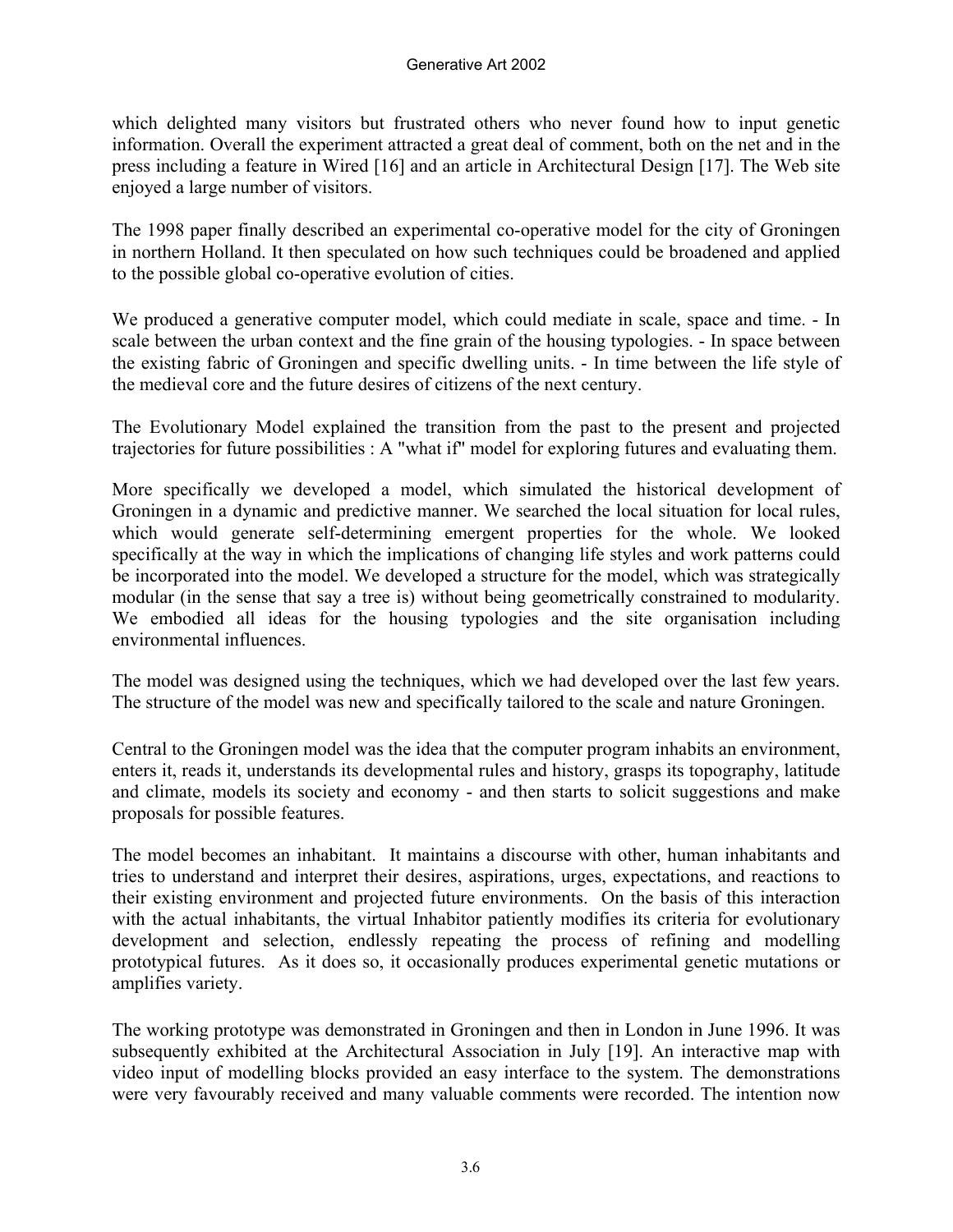which delighted many visitors but frustrated others who never found how to input genetic information. Overall the experiment attracted a great deal of comment, both on the net and in the press including a feature in Wired [16] and an article in Architectural Design [17]. The Web site enjoyed a large number of visitors.

The 1998 paper finally described an experimental co-operative model for the city of Groningen in northern Holland. It then speculated on how such techniques could be broadened and applied to the possible global co-operative evolution of cities.

We produced a generative computer model, which could mediate in scale, space and time. - In scale between the urban context and the fine grain of the housing typologies. - In space between the existing fabric of Groningen and specific dwelling units. - In time between the life style of the medieval core and the future desires of citizens of the next century.

The Evolutionary Model explained the transition from the past to the present and projected trajectories for future possibilities : A "what if" model for exploring futures and evaluating them.

More specifically we developed a model, which simulated the historical development of Groningen in a dynamic and predictive manner. We searched the local situation for local rules, which would generate self-determining emergent properties for the whole. We looked specifically at the way in which the implications of changing life styles and work patterns could be incorporated into the model. We developed a structure for the model, which was strategically modular (in the sense that say a tree is) without being geometrically constrained to modularity. We embodied all ideas for the housing typologies and the site organisation including environmental influences.

The model was designed using the techniques, which we had developed over the last few years. The structure of the model was new and specifically tailored to the scale and nature Groningen.

Central to the Groningen model was the idea that the computer program inhabits an environment, enters it, reads it, understands its developmental rules and history, grasps its topography, latitude and climate, models its society and economy - and then starts to solicit suggestions and make proposals for possible features.

The model becomes an inhabitant. It maintains a discourse with other, human inhabitants and tries to understand and interpret their desires, aspirations, urges, expectations, and reactions to their existing environment and projected future environments. On the basis of this interaction with the actual inhabitants, the virtual Inhabitor patiently modifies its criteria for evolutionary development and selection, endlessly repeating the process of refining and modelling prototypical futures. As it does so, it occasionally produces experimental genetic mutations or amplifies variety.

The working prototype was demonstrated in Groningen and then in London in June 1996. It was subsequently exhibited at the Architectural Association in July [19]. An interactive map with video input of modelling blocks provided an easy interface to the system. The demonstrations were very favourably received and many valuable comments were recorded. The intention now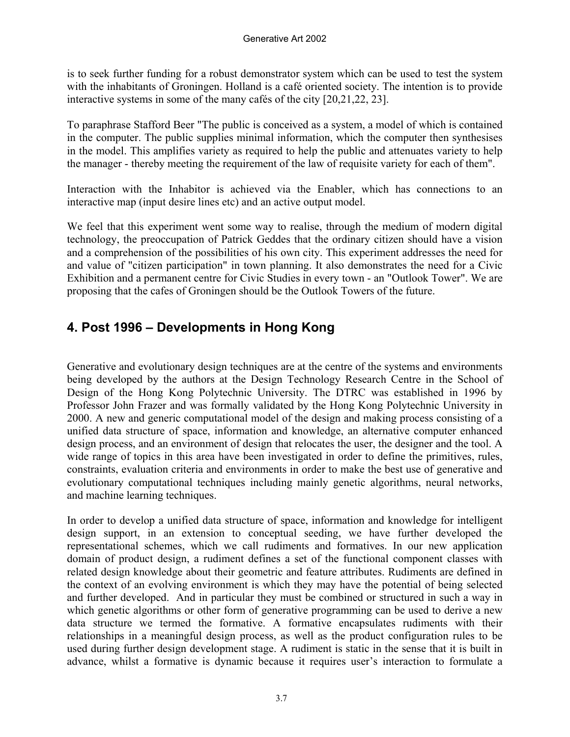is to seek further funding for a robust demonstrator system which can be used to test the system with the inhabitants of Groningen. Holland is a café oriented society. The intention is to provide interactive systems in some of the many cafés of the city [20,21,22, 23].

To paraphrase Stafford Beer "The public is conceived as a system, a model of which is contained in the computer. The public supplies minimal information, which the computer then synthesises in the model. This amplifies variety as required to help the public and attenuates variety to help the manager - thereby meeting the requirement of the law of requisite variety for each of them".

Interaction with the Inhabitor is achieved via the Enabler, which has connections to an interactive map (input desire lines etc) and an active output model.

We feel that this experiment went some way to realise, through the medium of modern digital technology, the preoccupation of Patrick Geddes that the ordinary citizen should have a vision and a comprehension of the possibilities of his own city. This experiment addresses the need for and value of "citizen participation" in town planning. It also demonstrates the need for a Civic Exhibition and a permanent centre for Civic Studies in every town - an "Outlook Tower". We are proposing that the cafes of Groningen should be the Outlook Towers of the future.

## 4. Post 1996 – Developments in Hong Kong

Generative and evolutionary design techniques are at the centre of the systems and environments being developed by the authors at the Design Technology Research Centre in the School of Design of the Hong Kong Polytechnic University. The DTRC was established in 1996 by Professor John Frazer and was formally validated by the Hong Kong Polytechnic University in 2000. A new and generic computational model of the design and making process consisting of a unified data structure of space, information and knowledge, an alternative computer enhanced design process, and an environment of design that relocates the user, the designer and the tool. A wide range of topics in this area have been investigated in order to define the primitives, rules, constraints, evaluation criteria and environments in order to make the best use of generative and evolutionary computational techniques including mainly genetic algorithms, neural networks, and machine learning techniques.

In order to develop a unified data structure of space, information and knowledge for intelligent design support, in an extension to conceptual seeding, we have further developed the representational schemes, which we call rudiments and formatives. In our new application domain of product design, a rudiment defines a set of the functional component classes with related design knowledge about their geometric and feature attributes. Rudiments are defined in the context of an evolving environment is which they may have the potential of being selected and further developed. And in particular they must be combined or structured in such a way in which genetic algorithms or other form of generative programming can be used to derive a new data structure we termed the formative. A formative encapsulates rudiments with their relationships in a meaningful design process, as well as the product configuration rules to be used during further design development stage. A rudiment is static in the sense that it is built in advance, whilst a formative is dynamic because it requires user's interaction to formulate a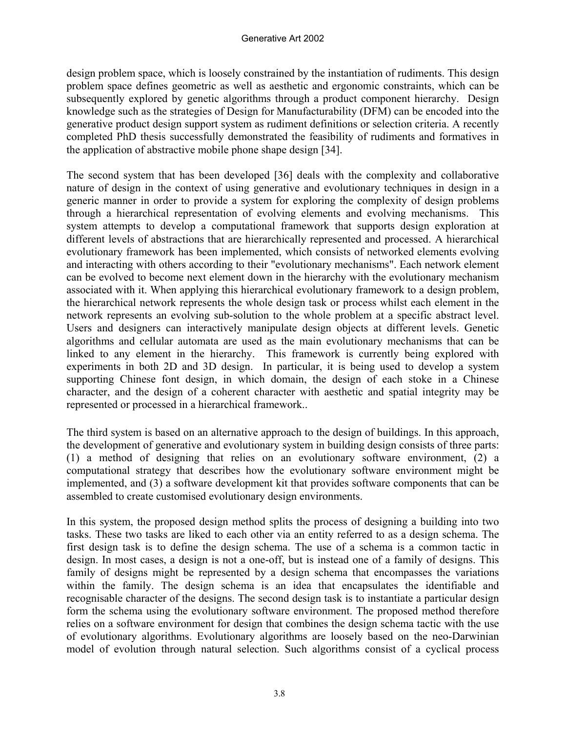design problem space, which is loosely constrained by the instantiation of rudiments. This design problem space defines geometric as well as aesthetic and ergonomic constraints, which can be subsequently explored by genetic algorithms through a product component hierarchy. Design knowledge such as the strategies of Design for Manufacturability (DFM) can be encoded into the generative product design support system as rudiment definitions or selection criteria. A recently completed PhD thesis successfully demonstrated the feasibility of rudiments and formatives in the application of abstractive mobile phone shape design [34].

The second system that has been developed [36] deals with the complexity and collaborative nature of design in the context of using generative and evolutionary techniques in design in a generic manner in order to provide a system for exploring the complexity of design problems through a hierarchical representation of evolving elements and evolving mechanisms. This system attempts to develop a computational framework that supports design exploration at different levels of abstractions that are hierarchically represented and processed. A hierarchical evolutionary framework has been implemented, which consists of networked elements evolving and interacting with others according to their "evolutionary mechanisms". Each network element can be evolved to become next element down in the hierarchy with the evolutionary mechanism associated with it. When applying this hierarchical evolutionary framework to a design problem, the hierarchical network represents the whole design task or process whilst each element in the network represents an evolving sub-solution to the whole problem at a specific abstract level. Users and designers can interactively manipulate design objects at different levels. Genetic algorithms and cellular automata are used as the main evolutionary mechanisms that can be linked to any element in the hierarchy. This framework is currently being explored with experiments in both 2D and 3D design. In particular, it is being used to develop a system supporting Chinese font design, in which domain, the design of each stoke in a Chinese character, and the design of a coherent character with aesthetic and spatial integrity may be represented or processed in a hierarchical framework..

The third system is based on an alternative approach to the design of buildings. In this approach, the development of generative and evolutionary system in building design consists of three parts: (1) a method of designing that relies on an evolutionary software environment, (2) a computational strategy that describes how the evolutionary software environment might be implemented, and (3) a software development kit that provides software components that can be assembled to create customised evolutionary design environments.

In this system, the proposed design method splits the process of designing a building into two tasks. These two tasks are liked to each other via an entity referred to as a design schema. The first design task is to define the design schema. The use of a schema is a common tactic in design. In most cases, a design is not a one-off, but is instead one of a family of designs. This family of designs might be represented by a design schema that encompasses the variations within the family. The design schema is an idea that encapsulates the identifiable and recognisable character of the designs. The second design task is to instantiate a particular design form the schema using the evolutionary software environment. The proposed method therefore relies on a software environment for design that combines the design schema tactic with the use of evolutionary algorithms. Evolutionary algorithms are loosely based on the neo-Darwinian model of evolution through natural selection. Such algorithms consist of a cyclical process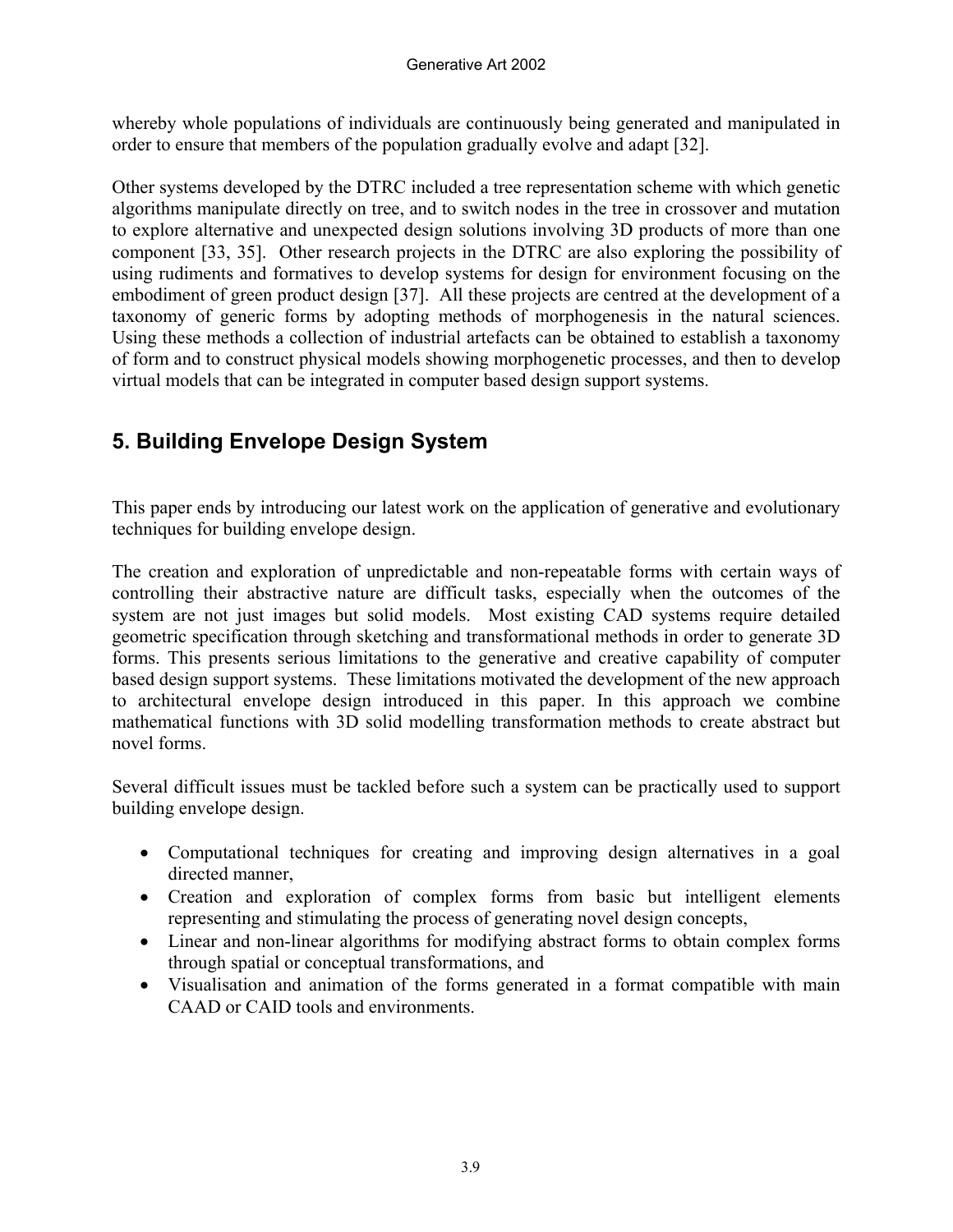whereby whole populations of individuals are continuously being generated and manipulated in order to ensure that members of the population gradually evolve and adapt [32].

Other systems developed by the DTRC included a tree representation scheme with which genetic algorithms manipulate directly on tree, and to switch nodes in the tree in crossover and mutation to explore alternative and unexpected design solutions involving 3D products of more than one component [33, 35]. Other research projects in the DTRC are also exploring the possibility of using rudiments and formatives to develop systems for design for environment focusing on the embodiment of green product design [37]. All these projects are centred at the development of a taxonomy of generic forms by adopting methods of morphogenesis in the natural sciences. Using these methods a collection of industrial artefacts can be obtained to establish a taxonomy of form and to construct physical models showing morphogenetic processes, and then to develop virtual models that can be integrated in computer based design support systems.

## 5. Building Envelope Design System

This paper ends by introducing our latest work on the application of generative and evolutionary techniques for building envelope design.

The creation and exploration of unpredictable and non-repeatable forms with certain ways of controlling their abstractive nature are difficult tasks, especially when the outcomes of the system are not just images but solid models. Most existing CAD systems require detailed geometric specification through sketching and transformational methods in order to generate 3D forms. This presents serious limitations to the generative and creative capability of computer based design support systems. These limitations motivated the development of the new approach to architectural envelope design introduced in this paper. In this approach we combine mathematical functions with 3D solid modelling transformation methods to create abstract but novel forms.

Several difficult issues must be tackled before such a system can be practically used to support building envelope design.

- Computational techniques for creating and improving design alternatives in a goal directed manner,
- Creation and exploration of complex forms from basic but intelligent elements representing and stimulating the process of generating novel design concepts,
- Linear and non-linear algorithms for modifying abstract forms to obtain complex forms through spatial or conceptual transformations, and
- Visualisation and animation of the forms generated in a format compatible with main CAAD or CAID tools and environments.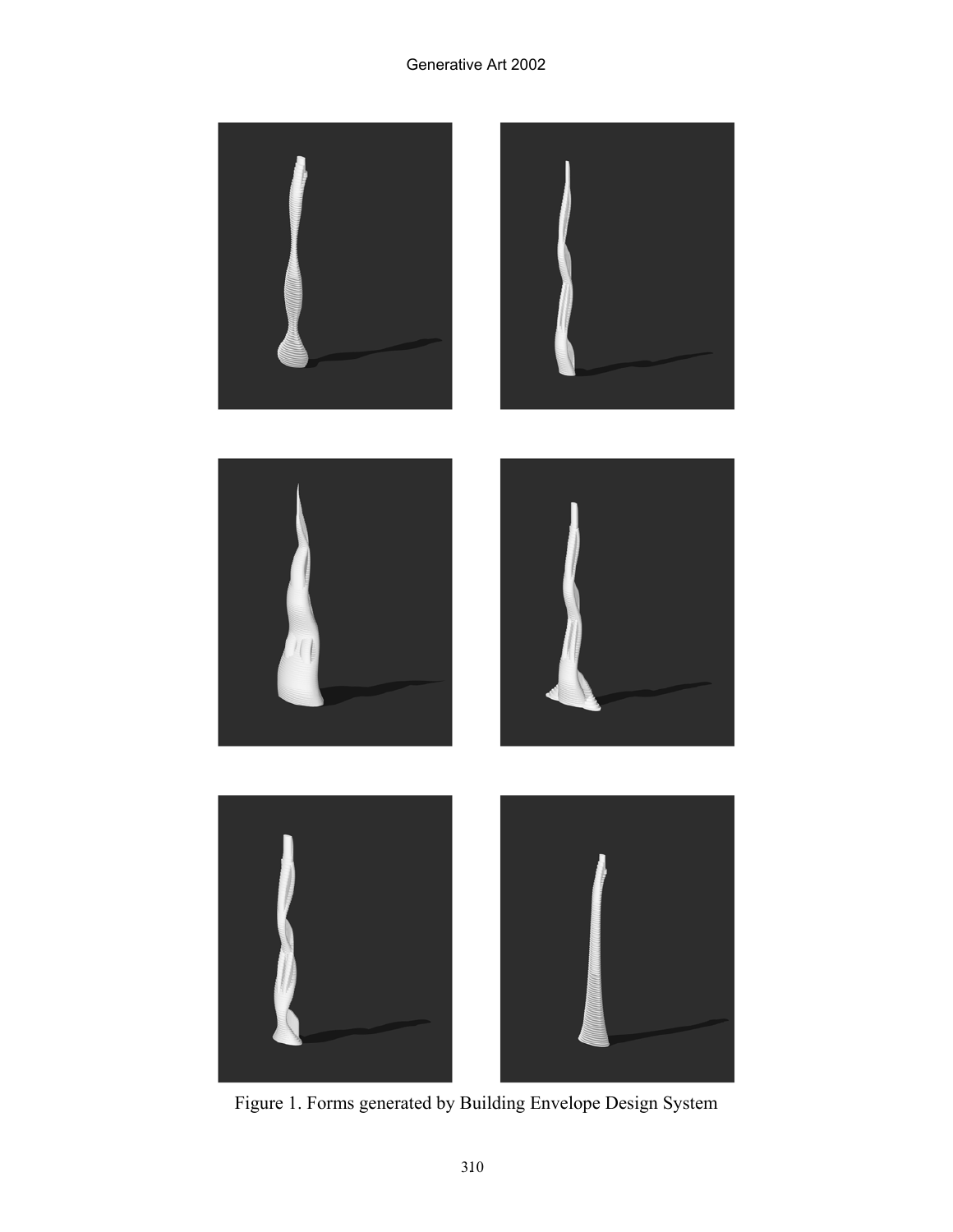Figure 1. Forms generated by Building Envelope Design System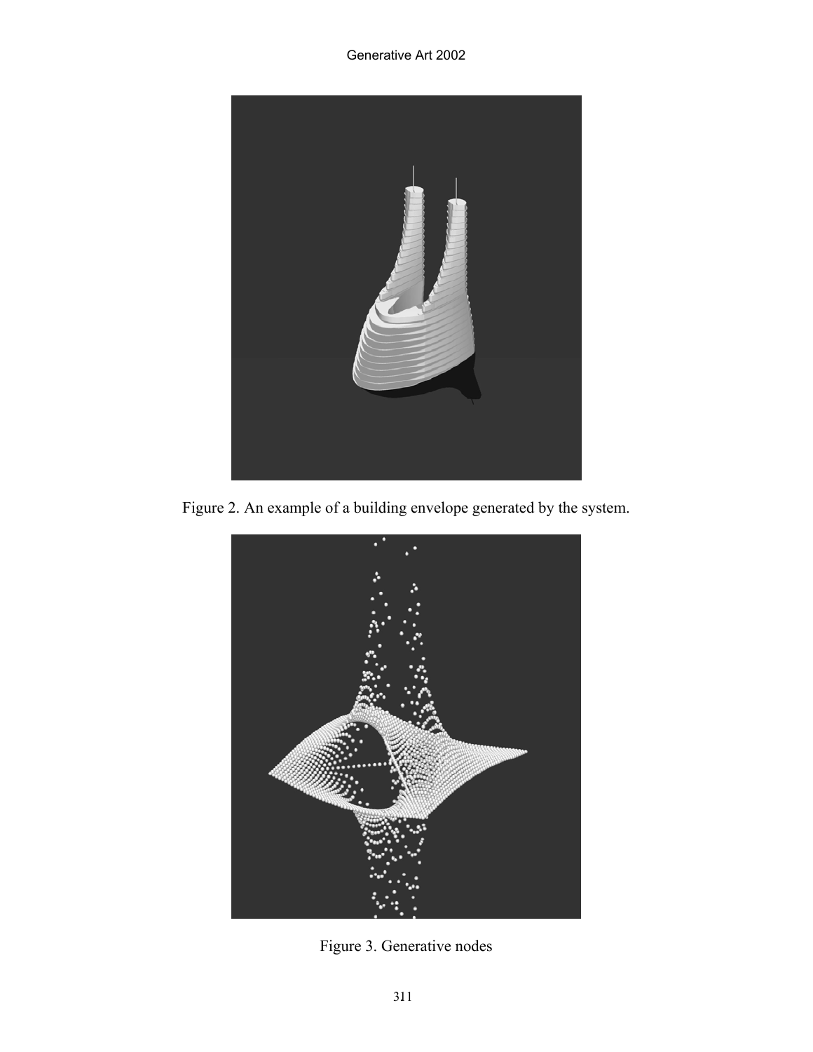Figure 2. An example of a building envelope generated by the system.

Figure 3. Generative nodes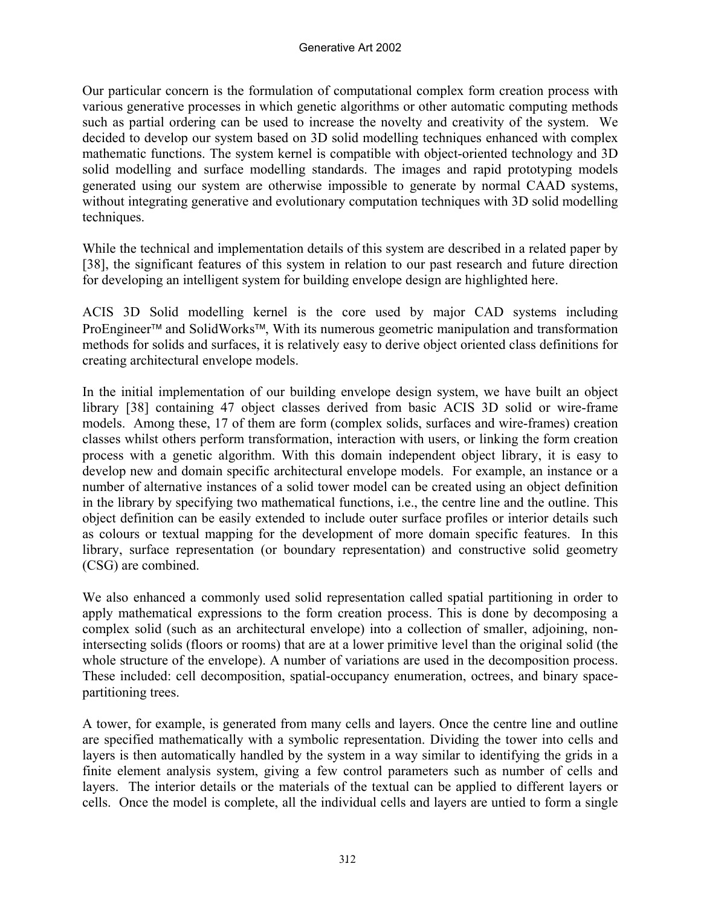Our particular concern is the formulation of computational complex form creation process with various generative processes in which genetic algorithms or other automatic computing methods such as partial ordering can be used to increase the novelty and creativity of the system. We decided to develop our system based on 3D solid modelling techniques enhanced with complex mathematic functions. The system kernel is compatible with object-oriented technology and 3D solid modelling and surface modelling standards. The images and rapid prototyping models generated using our system are otherwise impossible to generate by normal CAAD systems, without integrating generative and evolutionary computation techniques with 3D solid modelling techniques.

While the technical and implementation details of this system are described in a related paper by [38], the significant features of this system in relation to our past research and future direction for developing an intelligent system for building envelope design are highlighted here.

ACIS 3D Solid modelling kernel is the core used by major CAD systems including ProEngineer™ and SolidWorks™, With its numerous geometric manipulation and transformation methods for solids and surfaces, it is relatively easy to derive object oriented class definitions for creating architectural envelope models.

In the initial implementation of our building envelope design system, we have built an object library [38] containing 47 object classes derived from basic ACIS 3D solid or wire-frame models. Among these, 17 of them are form (complex solids, surfaces and wire-frames) creation classes whilst others perform transformation, interaction with users, or linking the form creation process with a genetic algorithm. With this domain independent object library, it is easy to develop new and domain specific architectural envelope models. For example, an instance or a number of alternative instances of a solid tower model can be created using an object definition in the library by specifying two mathematical functions, i.e., the centre line and the outline. This object definition can be easily extended to include outer surface profiles or interior details such as colours or textual mapping for the development of more domain specific features. In this library, surface representation (or boundary representation) and constructive solid geometry (CSG) are combined.

We also enhanced a commonly used solid representation called spatial partitioning in order to apply mathematical expressions to the form creation process. This is done by decomposing a complex solid (such as an architectural envelope) into a collection of smaller, adjoining, non-intersecting solids (floors or rooms) that are at a lower primitive level than the original solid (the whole structure of the envelope). A number of variations are used in the decomposition process. These included: cell decomposition, spatial-occupancy enumeration, octrees, and binary space-partitioning trees.

A tower, for example, is generated from many cells and layers. Once the centre line and outline are specified mathematically with a symbolic representation. Dividing the tower into cells and layers is then automatically handled by the system in a way similar to identifying the grids in a finite element analysis system, giving a few control parameters such as number of cells and layers. The interior details or the materials of the textual can be applied to different layers or cells. Once the model is complete, all the individual cells and layers are untied to form a single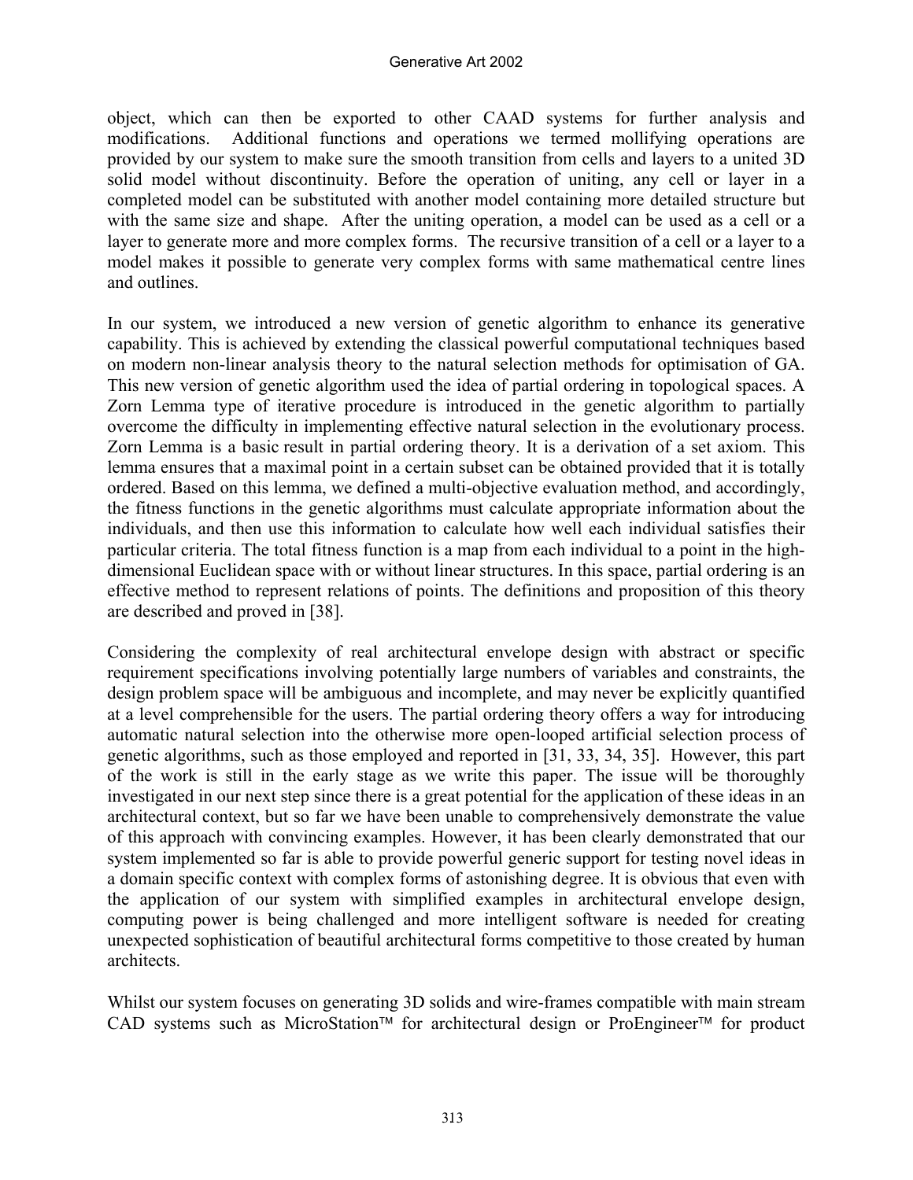object, which can then be exported to other CAAD systems for further analysis and modifications. Additional functions and operations we termed mollifying operations are provided by our system to make sure the smooth transition from cells and layers to a united 3D solid model without discontinuity. Before the operation of uniting, any cell or layer in a completed model can be substituted with another model containing more detailed structure but with the same size and shape. After the uniting operation, a model can be used as a cell or a layer to generate more and more complex forms. The recursive transition of a cell or a layer to a model makes it possible to generate very complex forms with same mathematical centre lines and outlines.

In our system, we introduced a new version of genetic algorithm to enhance its generative capability. This is achieved by extending the classical powerful computational techniques based on modern non-linear analysis theory to the natural selection methods for optimisation of GA. This new version of genetic algorithm used the idea of partial ordering in topological spaces. A Zorn Lemma type of iterative procedure is introduced in the genetic algorithm to partially overcome the difficulty in implementing effective natural selection in the evolutionary process. Zorn Lemma is a basic result in partial ordering theory. It is a derivation of a set axiom. This lemma ensures that a maximal point in a certain subset can be obtained provided that it is totally ordered. Based on this lemma, we defined a multi-objective evaluation method, and accordingly, the fitness functions in the genetic algorithms must calculate appropriate information about the individuals, and then use this information to calculate how well each individual satisfies their particular criteria. The total fitness function is a map from each individual to a point in the high-dimensional Euclidean space with or without linear structures. In this space, partial ordering is an effective method to represent relations of points. The definitions and proposition of this theory are described and proved in [38].

Considering the complexity of real architectural envelope design with abstract or specific requirement specifications involving potentially large numbers of variables and constraints, the design problem space will be ambiguous and incomplete, and may never be explicitly quantified at a level comprehensible for the users. The partial ordering theory offers a way for introducing automatic natural selection into the otherwise more open-looped artificial selection process of genetic algorithms, such as those employed and reported in [31, 33, 34, 35]. However, this part of the work is still in the early stage as we write this paper. The issue will be thoroughly investigated in our next step since there is a great potential for the application of these ideas in an architectural context, but so far we have been unable to comprehensively demonstrate the value of this approach with convincing examples. However, it has been clearly demonstrated that our system implemented so far is able to provide powerful generic support for testing novel ideas in a domain specific context with complex forms of astonishing degree. It is obvious that even with the application of our system with simplified examples in architectural envelope design, computing power is being challenged and more intelligent software is needed for creating unexpected sophistication of beautiful architectural forms competitive to those created by human architects.

Whilst our system focuses on generating 3D solids and wire-frames compatible with main stream CAD systems such as MicroStation™ for architectural design or ProEngineer™ for product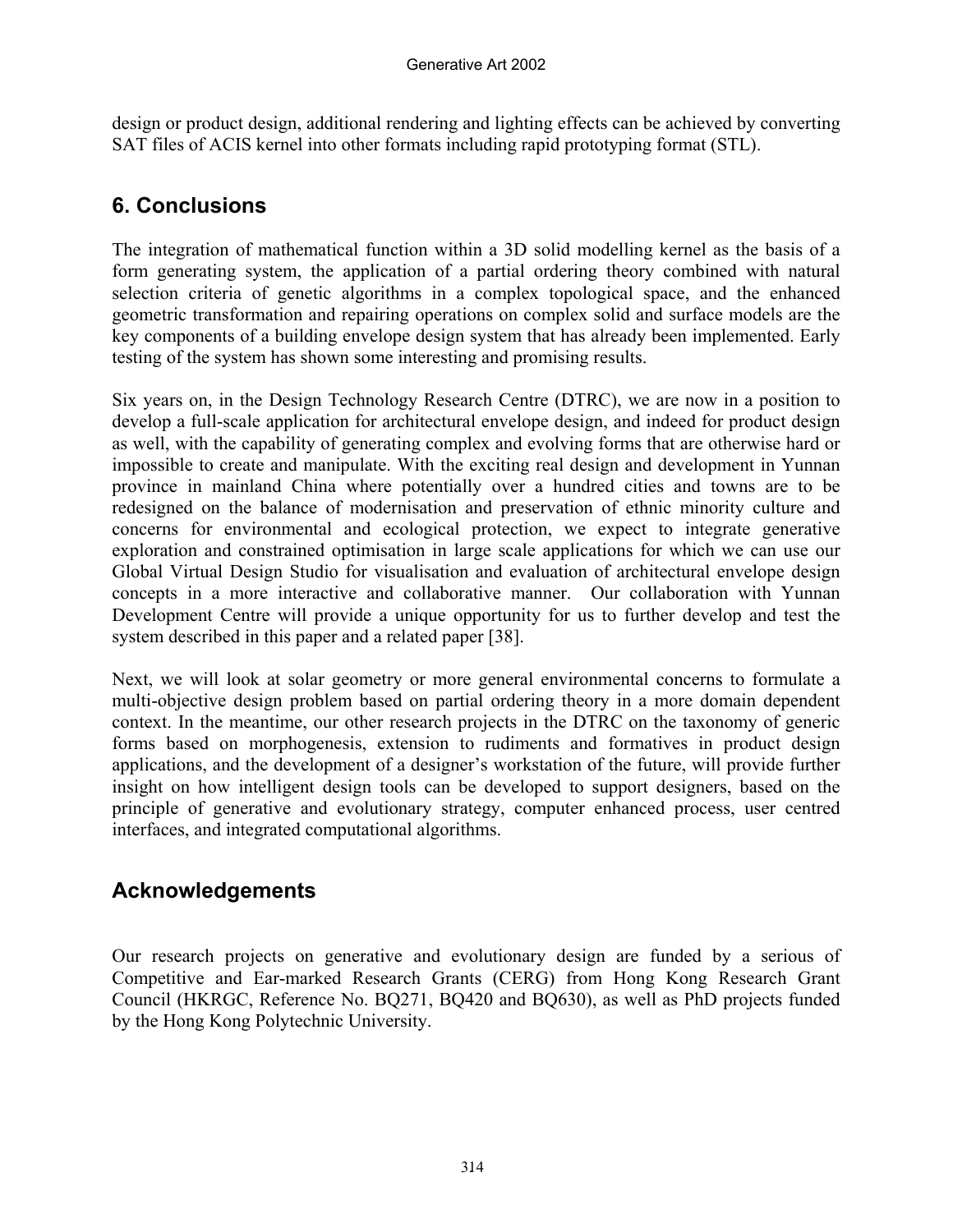design or product design, additional rendering and lighting effects can be achieved by converting SAT files of ACIS kernel into other formats including rapid prototyping format (STL).

## 6. Conclusions

The integration of mathematical function within a 3D solid modelling kernel as the basis of a form generating system, the application of a partial ordering theory combined with natural selection criteria of genetic algorithms in a complex topological space, and the enhanced geometric transformation and repairing operations on complex solid and surface models are the key components of a building envelope design system that has already been implemented. Early testing of the system has shown some interesting and promising results.

Six years on, in the Design Technology Research Centre (DTRC), we are now in a position to develop a full-scale application for architectural envelope design, and indeed for product design as well, with the capability of generating complex and evolving forms that are otherwise hard or impossible to create and manipulate. With the exciting real design and development in Yunnan province in mainland China where potentially over a hundred cities and towns are to be redesigned on the balance of modernisation and preservation of ethnic minority culture and concerns for environmental and ecological protection, we expect to integrate generative exploration and constrained optimisation in large scale applications for which we can use our Global Virtual Design Studio for visualisation and evaluation of architectural envelope design concepts in a more interactive and collaborative manner. Our collaboration with Yunnan Development Centre will provide a unique opportunity for us to further develop and test the system described in this paper and a related paper [38].

Next, we will look at solar geometry or more general environmental concerns to formulate a multi-objective design problem based on partial ordering theory in a more domain dependent context. In the meantime, our other research projects in the DTRC on the taxonomy of generic forms based on morphogenesis, extension to rudiments and formatives in product design applications, and the development of a designer's workstation of the future, will provide further insight on how intelligent design tools can be developed to support designers, based on the principle of generative and evolutionary strategy, computer enhanced process, user centred interfaces, and integrated computational algorithms.

## Acknowledgements

Our research projects on generative and evolutionary design are funded by a serious of Competitive and Ear-marked Research Grants (CERG) from Hong Kong Research Grant Council (HKRGC, Reference No. BQ271, BQ420 and BQ630), as well as PhD projects funded by the Hong Kong Polytechnic University.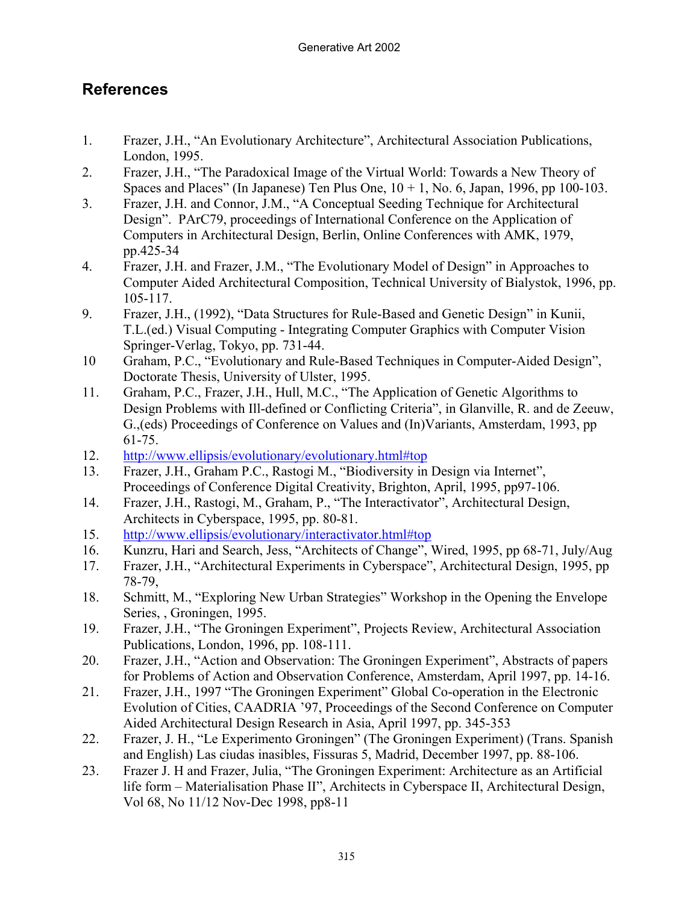## References

1. Frazer, J.H., “An Evolutionary Architecture”, Architectural Association Publications, London, 1995.
2. Frazer, J.H., “The Paradoxical Image of the Virtual World: Towards a New Theory of Spaces and Places” (In Japanese) Ten Plus One, 10 + 1, No. 6, Japan, 1996, pp 100-103.
3. Frazer, J.H. and Connor, J.M., “A Conceptual Seeding Technique for Architectural Design”. PArC79, proceedings of International Conference on the Application of Computers in Architectural Design, Berlin, Online Conferences with AMK, 1979, pp.425-34
4. Frazer, J.H. and Frazer, J.M., “The Evolutionary Model of Design” in Approaches to Computer Aided Architectural Composition, Technical University of Bialystok, 1996, pp. 105-117.

9. Frazer, J.H., (1992), “Data Structures for Rule-Based and Genetic Design” in Kunii, T.L.(ed.) Visual Computing - Integrating Computer Graphics with Computer Vision Springer-Verlag, Tokyo, pp. 731-44.
10. Graham, P.C., “Evolutionary and Rule-Based Techniques in Computer-Aided Design”, Doctorate Thesis, University of Ulster, 1995.
11. Graham, P.C., Frazer, J.H., Hull, M.C., “The Application of Genetic Algorithms to Design Problems with Ill-defined or Conflicting Criteria”, in Glanville, R. and de Zeeuw, G.,(eds) Proceedings of Conference on Values and (In)Variants, Amsterdam, 1993, pp 61-75.
12. http://www.ellipsis/evolutionary/evolutionary.html#top
13. Frazer, J.H., Graham P.C., Rastogi M., “Biodiversity in Design via Internet”, Proceedings of Conference Digital Creativity, Brighton, April, 1995, pp97-106.
14. Frazer, J.H., Rastogi, M., Graham, P., “The Interactivator”, Architectural Design, Architects in Cyberspace, 1995, pp. 80-81.
15. http://www.ellipsis/evolutionary/interactivator.html#top
16. Kunzru, Hari and Search, Jess, “Architects of Change”, Wired, 1995, pp 68-71, July/Aug
17. Frazer, J.H., “Architectural Experiments in Cyberspace”, Architectural Design, 1995, pp 78-79,
18. Schmitt, M., “Exploring New Urban Strategies” Workshop in the Opening the Envelope Series, , Groningen, 1995.
19. Frazer, J.H., “The Groningen Experiment”, Projects Review, Architectural Association Publications, London, 1996, pp. 108-111.
20. Frazer, J.H., “Action and Observation: The Groningen Experiment”, Abstracts of papers for Problems of Action and Observation Conference, Amsterdam, April 1997, pp. 14-16.
21. Frazer, J.H., 1997 “The Groningen Experiment” Global Co-operation in the Electronic Evolution of Cities, CAADRIA ’97, Proceedings of the Second Conference on Computer Aided Architectural Design Research in Asia, April 1997, pp. 345-353
22. Frazer, J. H., “Le Experimento Groningen” (The Groningen Experiment) (Trans. Spanish and English) Las ciudas inasibles, Fissuras 5, Madrid, December 1997, pp. 88-106.
23. Frazer J. H and Frazer, Julia, “The Groningen Experiment: Architecture as an Artificial life form – Materialisation Phase II”, Architects in Cyberspace II, Architectural Design, Vol 68, No 11/12 Nov-Dec 1998, pp8-11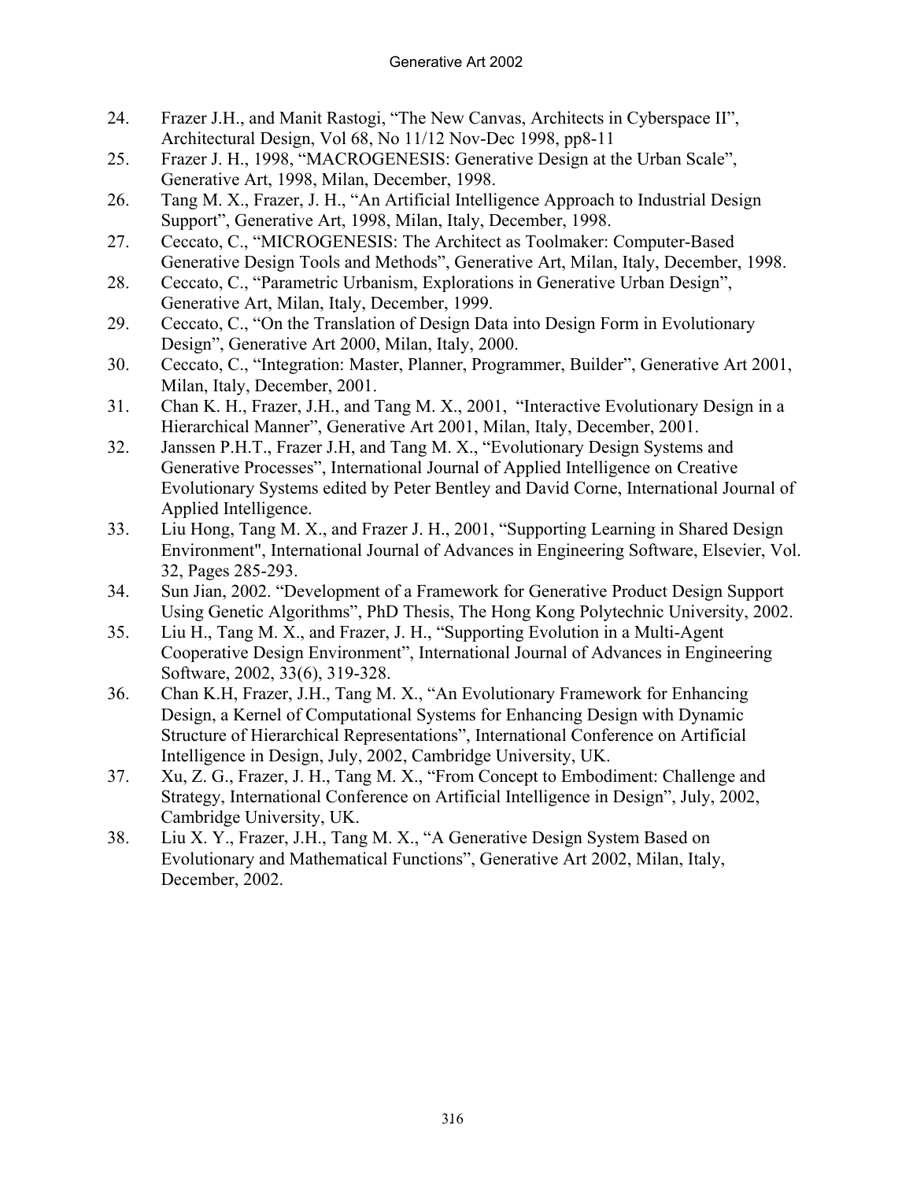24. Frazer J.H., and Manit Rastogi, "The New Canvas, Architects in Cyberspace II", Architectural Design, Vol 68, No 11/12 Nov-Dec 1998, pp8-11
25. Frazer J. H., 1998, "MACROGENESIS: Generative Design at the Urban Scale", Generative Art, 1998, Milan, December, 1998.
26. Tang M. X., Frazer, J. H., "An Artificial Intelligence Approach to Industrial Design Support", Generative Art, 1998, Milan, Italy, December, 1998.
27. Ceccato, C., "MICROGENESIS: The Architect as Toolmaker: Computer-Based Generative Design Tools and Methods", Generative Art, Milan, Italy, December, 1998.
28. Ceccato, C., "Parametric Urbanism, Explorations in Generative Urban Design", Generative Art, Milan, Italy, December, 1999.
29. Ceccato, C., "On the Translation of Design Data into Design Form in Evolutionary Design", Generative Art 2000, Milan, Italy, 2000.
30. Ceccato, C., "Integration: Master, Planner, Programmer, Builder", Generative Art 2001, Milan, Italy, December, 2001.
31. Chan K. H., Frazer, J.H., and Tang M. X., 2001, "Interactive Evolutionary Design in a Hierarchical Manner", Generative Art 2001, Milan, Italy, December, 2001.
32. Janssen P.H.T., Frazer J.H, and Tang M. X., "Evolutionary Design Systems and Generative Processes", International Journal of Applied Intelligence on Creative Evolutionary Systems edited by Peter Bentley and David Corne, International Journal of Applied Intelligence.
33. Liu Hong, Tang M. X., and Frazer J. H., 2001, "Supporting Learning in Shared Design Environment", International Journal of Advances in Engineering Software, Elsevier, Vol. 32, Pages 285-293.
34. Sun Jian, 2002. "Development of a Framework for Generative Product Design Support Using Genetic Algorithms", PhD Thesis, The Hong Kong Polytechnic University, 2002.
35. Liu H., Tang M. X., and Frazer, J. H., "Supporting Evolution in a Multi-Agent Cooperative Design Environment", International Journal of Advances in Engineering Software, 2002, 33(6), 319-328.
36. Chan K.H, Frazer, J.H., Tang M. X., "An Evolutionary Framework for Enhancing Design, a Kernel of Computational Systems for Enhancing Design with Dynamic Structure of Hierarchical Representations", International Conference on Artificial Intelligence in Design, July, 2002, Cambridge University, UK.
37. Xu, Z. G., Frazer, J. H., Tang M. X., "From Concept to Embodiment: Challenge and Strategy, International Conference on Artificial Intelligence in Design", July, 2002, Cambridge University, UK.
38. Liu X. Y., Frazer, J.H., Tang M. X., "A Generative Design System Based on Evolutionary and Mathematical Functions", Generative Art 2002, Milan, Italy, December, 2002.